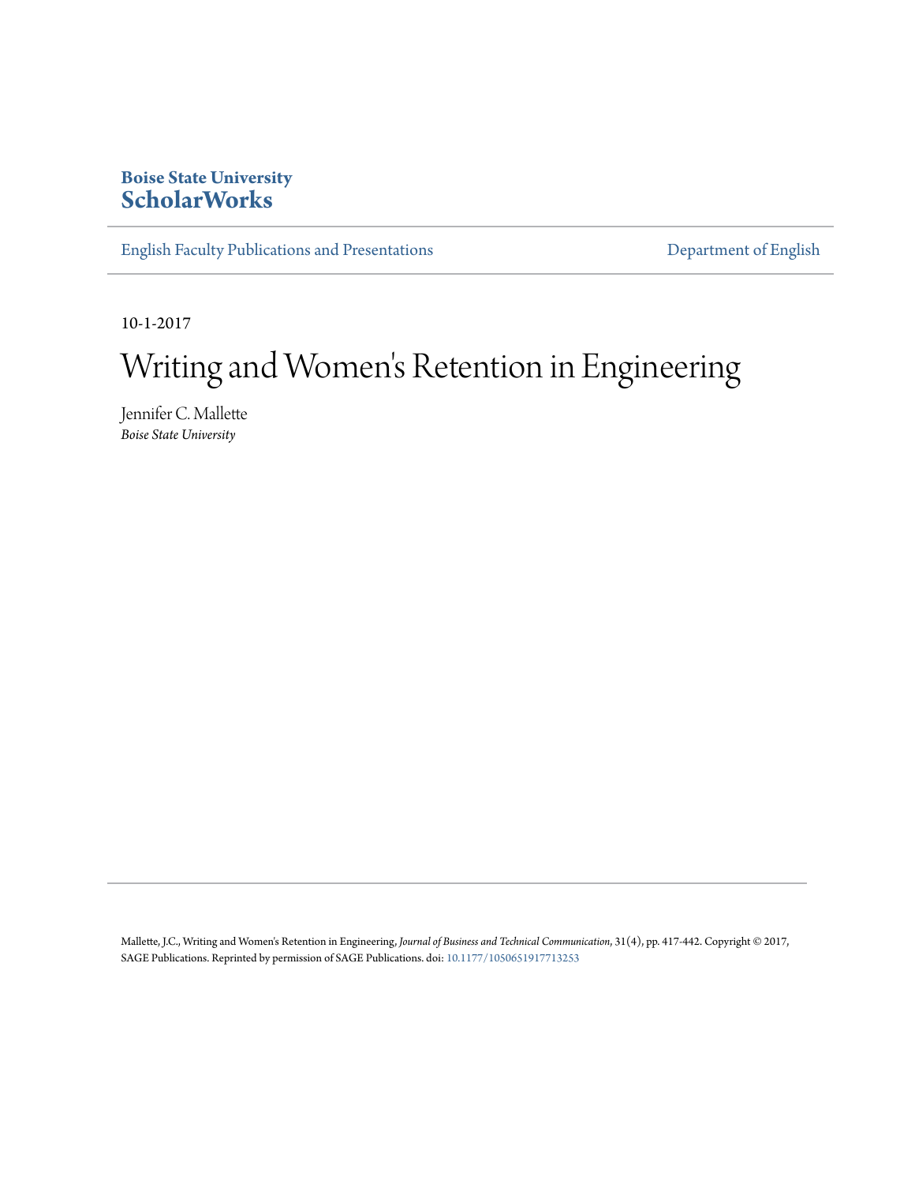**Boise State University**
**ScholarWorks**

English Faculty Publications and Presentations | Department of English

10-1-2017

# Writing and Women's Retention in Engineering

Jennifer C. Mallette
*Boise State University*

Mallette, J.C., Writing and Women's Retention in Engineering, *Journal of Business and Technical Communication*, 31(4), pp. 417-442. Copyright © 2017, SAGE Publications. Reprinted by permission of SAGE Publications. doi: 10.1177/1050651917713253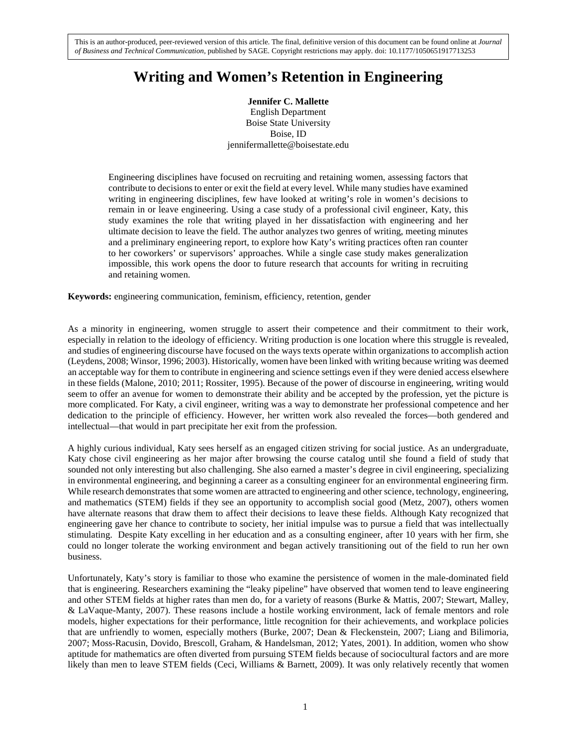This is an author-produced, peer-reviewed version of this article. The final, definitive version of this document can be found online at *Journal of Business and Technical Communication*, published by SAGE. Copyright restrictions may apply. doi: 10.1177/1050651917713253

# Writing and Women's Retention in Engineering

**Jennifer C. Mallette**
English Department
Boise State University
Boise, ID
jennifermallette@boisestate.edu

Engineering disciplines have focused on recruiting and retaining women, assessing factors that contribute to decisions to enter or exit the field at every level. While many studies have examined writing in engineering disciplines, few have looked at writing's role in women's decisions to remain in or leave engineering. Using a case study of a professional civil engineer, Katy, this study examines the role that writing played in her dissatisfaction with engineering and her ultimate decision to leave the field. The author analyzes two genres of writing, meeting minutes and a preliminary engineering report, to explore how Katy's writing practices often ran counter to her coworkers' or supervisors' approaches. While a single case study makes generalization impossible, this work opens the door to future research that accounts for writing in recruiting and retaining women.

**Keywords:** engineering communication, feminism, efficiency, retention, gender

As a minority in engineering, women struggle to assert their competence and their commitment to their work, especially in relation to the ideology of efficiency. Writing production is one location where this struggle is revealed, and studies of engineering discourse have focused on the ways texts operate within organizations to accomplish action (Leydens, 2008; Winsor, 1996; 2003). Historically, women have been linked with writing because writing was deemed an acceptable way for them to contribute in engineering and science settings even if they were denied access elsewhere in these fields (Malone, 2010; 2011; Rossiter, 1995). Because of the power of discourse in engineering, writing would seem to offer an avenue for women to demonstrate their ability and be accepted by the profession, yet the picture is more complicated. For Katy, a civil engineer, writing was a way to demonstrate her professional competence and her dedication to the principle of efficiency. However, her written work also revealed the forces—both gendered and intellectual—that would in part precipitate her exit from the profession.

A highly curious individual, Katy sees herself as an engaged citizen striving for social justice. As an undergraduate, Katy chose civil engineering as her major after browsing the course catalog until she found a field of study that sounded not only interesting but also challenging. She also earned a master's degree in civil engineering, specializing in environmental engineering, and beginning a career as a consulting engineer for an environmental engineering firm. While research demonstrates that some women are attracted to engineering and other science, technology, engineering, and mathematics (STEM) fields if they see an opportunity to accomplish social good (Metz, 2007), others women have alternate reasons that draw them to affect their decisions to leave these fields. Although Katy recognized that engineering gave her chance to contribute to society, her initial impulse was to pursue a field that was intellectually stimulating. Despite Katy excelling in her education and as a consulting engineer, after 10 years with her firm, she could no longer tolerate the working environment and began actively transitioning out of the field to run her own business.

Unfortunately, Katy's story is familiar to those who examine the persistence of women in the male-dominated field that is engineering. Researchers examining the "leaky pipeline" have observed that women tend to leave engineering and other STEM fields at higher rates than men do, for a variety of reasons (Burke & Mattis, 2007; Stewart, Malley, & LaVaque-Manty, 2007). These reasons include a hostile working environment, lack of female mentors and role models, higher expectations for their performance, little recognition for their achievements, and workplace policies that are unfriendly to women, especially mothers (Burke, 2007; Dean & Fleckenstein, 2007; Liang and Bilimoria, 2007; Moss-Racusin, Dovido, Brescoll, Graham, & Handelsman, 2012; Yates, 2001). In addition, women who show aptitude for mathematics are often diverted from pursuing STEM fields because of sociocultural factors and are more likely than men to leave STEM fields (Ceci, Williams & Barnett, 2009). It was only relatively recently that women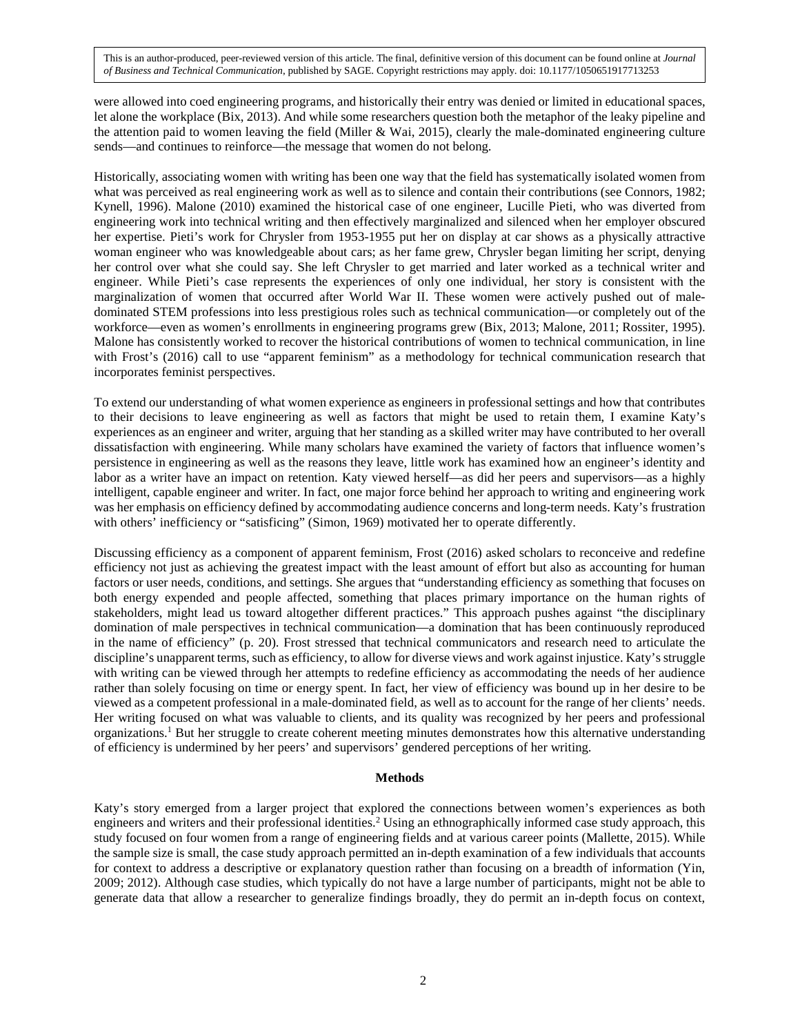were allowed into coed engineering programs, and historically their entry was denied or limited in educational spaces, let alone the workplace (Bix, 2013). And while some researchers question both the metaphor of the leaky pipeline and the attention paid to women leaving the field (Miller & Wai, 2015), clearly the male-dominated engineering culture sends—and continues to reinforce—the message that women do not belong.

Historically, associating women with writing has been one way that the field has systematically isolated women from what was perceived as real engineering work as well as to silence and contain their contributions (see Connors, 1982; Kynell, 1996). Malone (2010) examined the historical case of one engineer, Lucille Pieti, who was diverted from engineering work into technical writing and then effectively marginalized and silenced when her employer obscured her expertise. Pieti's work for Chrysler from 1953-1955 put her on display at car shows as a physically attractive woman engineer who was knowledgeable about cars; as her fame grew, Chrysler began limiting her script, denying her control over what she could say. She left Chrysler to get married and later worked as a technical writer and engineer. While Pieti's case represents the experiences of only one individual, her story is consistent with the marginalization of women that occurred after World War II. These women were actively pushed out of male-dominated STEM professions into less prestigious roles such as technical communication—or completely out of the workforce—even as women's enrollments in engineering programs grew (Bix, 2013; Malone, 2011; Rossiter, 1995). Malone has consistently worked to recover the historical contributions of women to technical communication, in line with Frost's (2016) call to use "apparent feminism" as a methodology for technical communication research that incorporates feminist perspectives.

To extend our understanding of what women experience as engineers in professional settings and how that contributes to their decisions to leave engineering as well as factors that might be used to retain them, I examine Katy's experiences as an engineer and writer, arguing that her standing as a skilled writer may have contributed to her overall dissatisfaction with engineering. While many scholars have examined the variety of factors that influence women's persistence in engineering as well as the reasons they leave, little work has examined how an engineer's identity and labor as a writer have an impact on retention. Katy viewed herself—as did her peers and supervisors—as a highly intelligent, capable engineer and writer. In fact, one major force behind her approach to writing and engineering work was her emphasis on efficiency defined by accommodating audience concerns and long-term needs. Katy's frustration with others' inefficiency or "satisficing" (Simon, 1969) motivated her to operate differently.

Discussing efficiency as a component of apparent feminism, Frost (2016) asked scholars to reconceive and redefine efficiency not just as achieving the greatest impact with the least amount of effort but also as accounting for human factors or user needs, conditions, and settings. She argues that "understanding efficiency as something that focuses on both energy expended and people affected, something that places primary importance on the human rights of stakeholders, might lead us toward altogether different practices." This approach pushes against "the disciplinary domination of male perspectives in technical communication—a domination that has been continuously reproduced in the name of efficiency" (p. 20). Frost stressed that technical communicators and research need to articulate the discipline's unapparent terms, such as efficiency, to allow for diverse views and work against injustice. Katy's struggle with writing can be viewed through her attempts to redefine efficiency as accommodating the needs of her audience rather than solely focusing on time or energy spent. In fact, her view of efficiency was bound up in her desire to be viewed as a competent professional in a male-dominated field, as well as to account for the range of her clients' needs. Her writing focused on what was valuable to clients, and its quality was recognized by her peers and professional organizations.[1] But her struggle to create coherent meeting minutes demonstrates how this alternative understanding of efficiency is undermined by her peers' and supervisors' gendered perceptions of her writing.

## Methods

Katy's story emerged from a larger project that explored the connections between women's experiences as both engineers and writers and their professional identities.[2] Using an ethnographically informed case study approach, this study focused on four women from a range of engineering fields and at various career points (Mallette, 2015). While the sample size is small, the case study approach permitted an in-depth examination of a few individuals that accounts for context to address a descriptive or explanatory question rather than focusing on a breadth of information (Yin, 2009; 2012). Although case studies, which typically do not have a large number of participants, might not be able to generate data that allow a researcher to generalize findings broadly, they do permit an in-depth focus on context,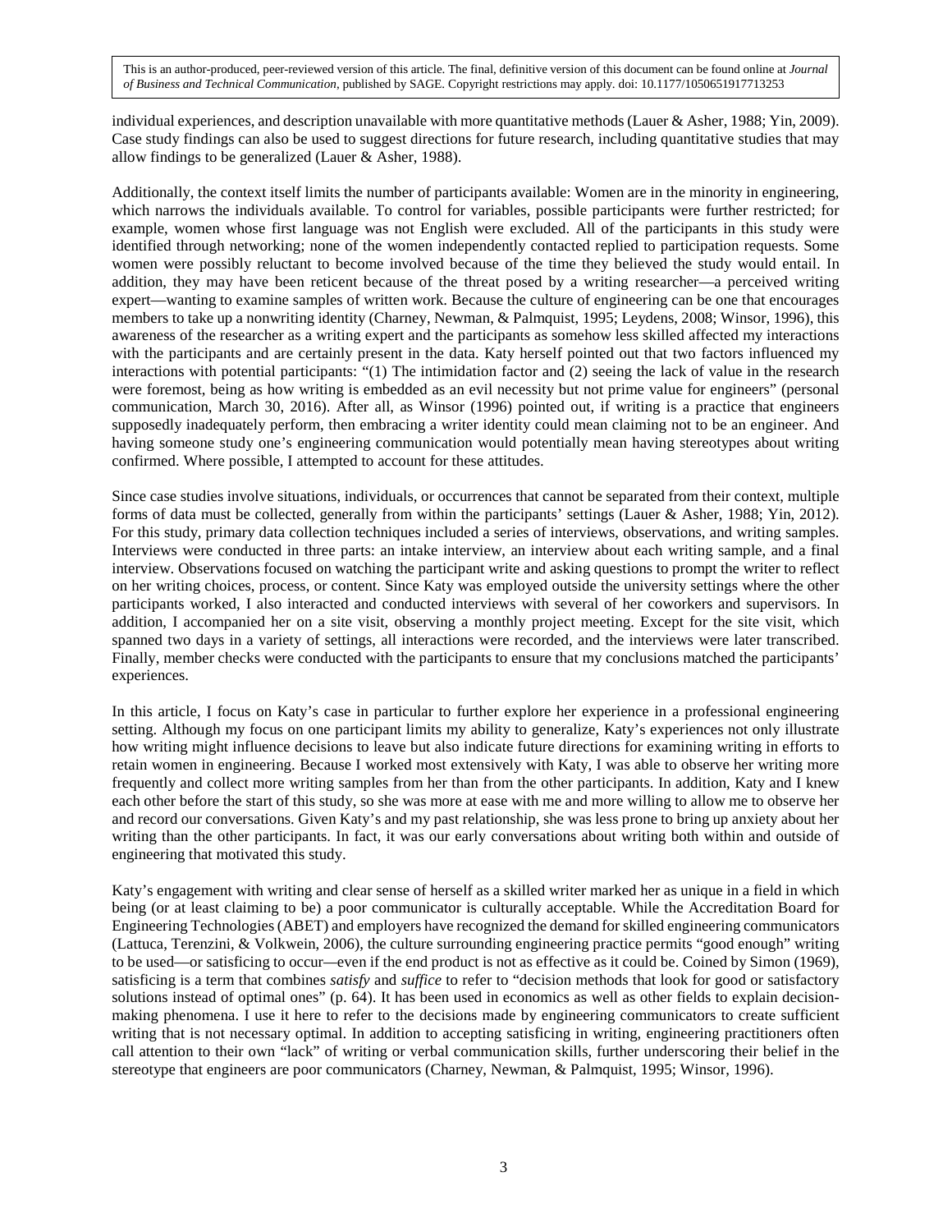individual experiences, and description unavailable with more quantitative methods (Lauer & Asher, 1988; Yin, 2009). Case study findings can also be used to suggest directions for future research, including quantitative studies that may allow findings to be generalized (Lauer & Asher, 1988).

Additionally, the context itself limits the number of participants available: Women are in the minority in engineering, which narrows the individuals available. To control for variables, possible participants were further restricted; for example, women whose first language was not English were excluded. All of the participants in this study were identified through networking; none of the women independently contacted replied to participation requests. Some women were possibly reluctant to become involved because of the time they believed the study would entail. In addition, they may have been reticent because of the threat posed by a writing researcher—a perceived writing expert—wanting to examine samples of written work. Because the culture of engineering can be one that encourages members to take up a nonwriting identity (Charney, Newman, & Palmquist, 1995; Leydens, 2008; Winsor, 1996), this awareness of the researcher as a writing expert and the participants as somehow less skilled affected my interactions with the participants and are certainly present in the data. Katy herself pointed out that two factors influenced my interactions with potential participants: "(1) The intimidation factor and (2) seeing the lack of value in the research were foremost, being as how writing is embedded as an evil necessity but not prime value for engineers" (personal communication, March 30, 2016). After all, as Winsor (1996) pointed out, if writing is a practice that engineers supposedly inadequately perform, then embracing a writer identity could mean claiming not to be an engineer. And having someone study one's engineering communication would potentially mean having stereotypes about writing confirmed. Where possible, I attempted to account for these attitudes.

Since case studies involve situations, individuals, or occurrences that cannot be separated from their context, multiple forms of data must be collected, generally from within the participants' settings (Lauer & Asher, 1988; Yin, 2012). For this study, primary data collection techniques included a series of interviews, observations, and writing samples. Interviews were conducted in three parts: an intake interview, an interview about each writing sample, and a final interview. Observations focused on watching the participant write and asking questions to prompt the writer to reflect on her writing choices, process, or content. Since Katy was employed outside the university settings where the other participants worked, I also interacted and conducted interviews with several of her coworkers and supervisors. In addition, I accompanied her on a site visit, observing a monthly project meeting. Except for the site visit, which spanned two days in a variety of settings, all interactions were recorded, and the interviews were later transcribed. Finally, member checks were conducted with the participants to ensure that my conclusions matched the participants' experiences.

In this article, I focus on Katy's case in particular to further explore her experience in a professional engineering setting. Although my focus on one participant limits my ability to generalize, Katy's experiences not only illustrate how writing might influence decisions to leave but also indicate future directions for examining writing in efforts to retain women in engineering. Because I worked most extensively with Katy, I was able to observe her writing more frequently and collect more writing samples from her than from the other participants. In addition, Katy and I knew each other before the start of this study, so she was more at ease with me and more willing to allow me to observe her and record our conversations. Given Katy's and my past relationship, she was less prone to bring up anxiety about her writing than the other participants. In fact, it was our early conversations about writing both within and outside of engineering that motivated this study.

Katy's engagement with writing and clear sense of herself as a skilled writer marked her as unique in a field in which being (or at least claiming to be) a poor communicator is culturally acceptable. While the Accreditation Board for Engineering Technologies (ABET) and employers have recognized the demand for skilled engineering communicators (Lattuca, Terenzini, & Volkwein, 2006), the culture surrounding engineering practice permits "good enough" writing to be used—or satisficing to occur—even if the end product is not as effective as it could be. Coined by Simon (1969), satisficing is a term that combines *satisfy* and *suffice* to refer to "decision methods that look for good or satisfactory solutions instead of optimal ones" (p. 64). It has been used in economics as well as other fields to explain decision-making phenomena. I use it here to refer to the decisions made by engineering communicators to create sufficient writing that is not necessary optimal. In addition to accepting satisficing in writing, engineering practitioners often call attention to their own "lack" of writing or verbal communication skills, further underscoring their belief in the stereotype that engineers are poor communicators (Charney, Newman, & Palmquist, 1995; Winsor, 1996).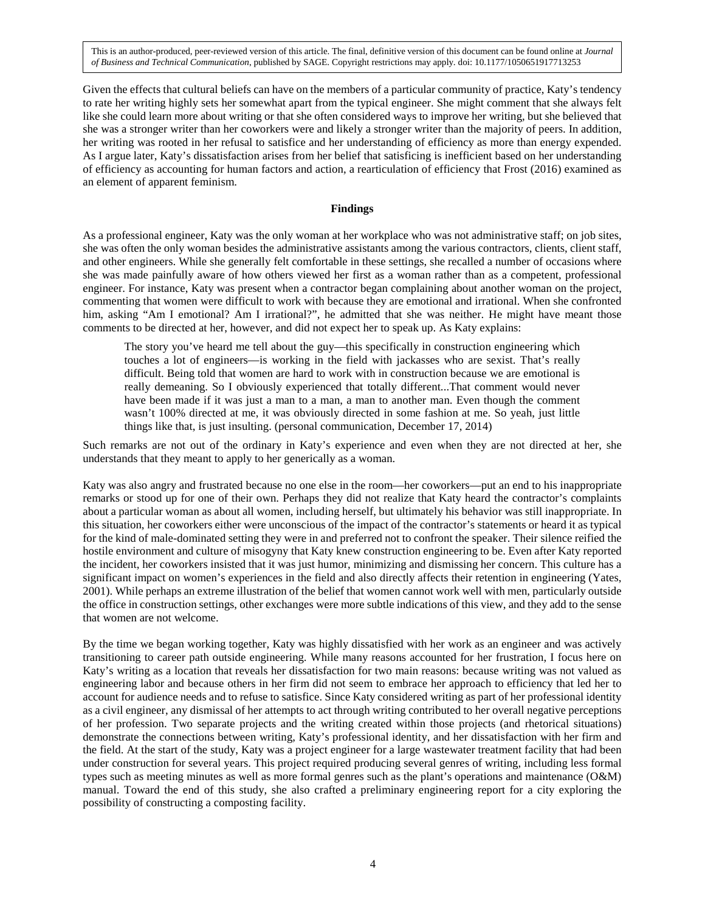Given the effects that cultural beliefs can have on the members of a particular community of practice, Katy's tendency to rate her writing highly sets her somewhat apart from the typical engineer. She might comment that she always felt like she could learn more about writing or that she often considered ways to improve her writing, but she believed that she was a stronger writer than her coworkers were and likely a stronger writer than the majority of peers. In addition, her writing was rooted in her refusal to satisfice and her understanding of efficiency as more than energy expended. As I argue later, Katy's dissatisfaction arises from her belief that satisficing is inefficient based on her understanding of efficiency as accounting for human factors and action, a rearticulation of efficiency that Frost (2016) examined as an element of apparent feminism.

## Findings

As a professional engineer, Katy was the only woman at her workplace who was not administrative staff; on job sites, she was often the only woman besides the administrative assistants among the various contractors, clients, client staff, and other engineers. While she generally felt comfortable in these settings, she recalled a number of occasions where she was made painfully aware of how others viewed her first as a woman rather than as a competent, professional engineer. For instance, Katy was present when a contractor began complaining about another woman on the project, commenting that women were difficult to work with because they are emotional and irrational. When she confronted him, asking "Am I emotional? Am I irrational?", he admitted that she was neither. He might have meant those comments to be directed at her, however, and did not expect her to speak up. As Katy explains:

> The story you've heard me tell about the guy—this specifically in construction engineering which touches a lot of engineers—is working in the field with jackasses who are sexist. That's really difficult. Being told that women are hard to work with in construction because we are emotional is really demeaning. So I obviously experienced that totally different...That comment would never have been made if it was just a man to a man, a man to another man. Even though the comment wasn't 100% directed at me, it was obviously directed in some fashion at me. So yeah, just little things like that, is just insulting. (personal communication, December 17, 2014)

Such remarks are not out of the ordinary in Katy's experience and even when they are not directed at her, she understands that they meant to apply to her generically as a woman.

Katy was also angry and frustrated because no one else in the room—her coworkers—put an end to his inappropriate remarks or stood up for one of their own. Perhaps they did not realize that Katy heard the contractor's complaints about a particular woman as about all women, including herself, but ultimately his behavior was still inappropriate. In this situation, her coworkers either were unconscious of the impact of the contractor's statements or heard it as typical for the kind of male-dominated setting they were in and preferred not to confront the speaker. Their silence reified the hostile environment and culture of misogyny that Katy knew construction engineering to be. Even after Katy reported the incident, her coworkers insisted that it was just humor, minimizing and dismissing her concern. This culture has a significant impact on women's experiences in the field and also directly affects their retention in engineering (Yates, 2001). While perhaps an extreme illustration of the belief that women cannot work well with men, particularly outside the office in construction settings, other exchanges were more subtle indications of this view, and they add to the sense that women are not welcome.

By the time we began working together, Katy was highly dissatisfied with her work as an engineer and was actively transitioning to career path outside engineering. While many reasons accounted for her frustration, I focus here on Katy's writing as a location that reveals her dissatisfaction for two main reasons: because writing was not valued as engineering labor and because others in her firm did not seem to embrace her approach to efficiency that led her to account for audience needs and to refuse to satisfice. Since Katy considered writing as part of her professional identity as a civil engineer, any dismissal of her attempts to act through writing contributed to her overall negative perceptions of her profession. Two separate projects and the writing created within those projects (and rhetorical situations) demonstrate the connections between writing, Katy's professional identity, and her dissatisfaction with her firm and the field. At the start of the study, Katy was a project engineer for a large wastewater treatment facility that had been under construction for several years. This project required producing several genres of writing, including less formal types such as meeting minutes as well as more formal genres such as the plant's operations and maintenance (O&M) manual. Toward the end of this study, she also crafted a preliminary engineering report for a city exploring the possibility of constructing a composting facility.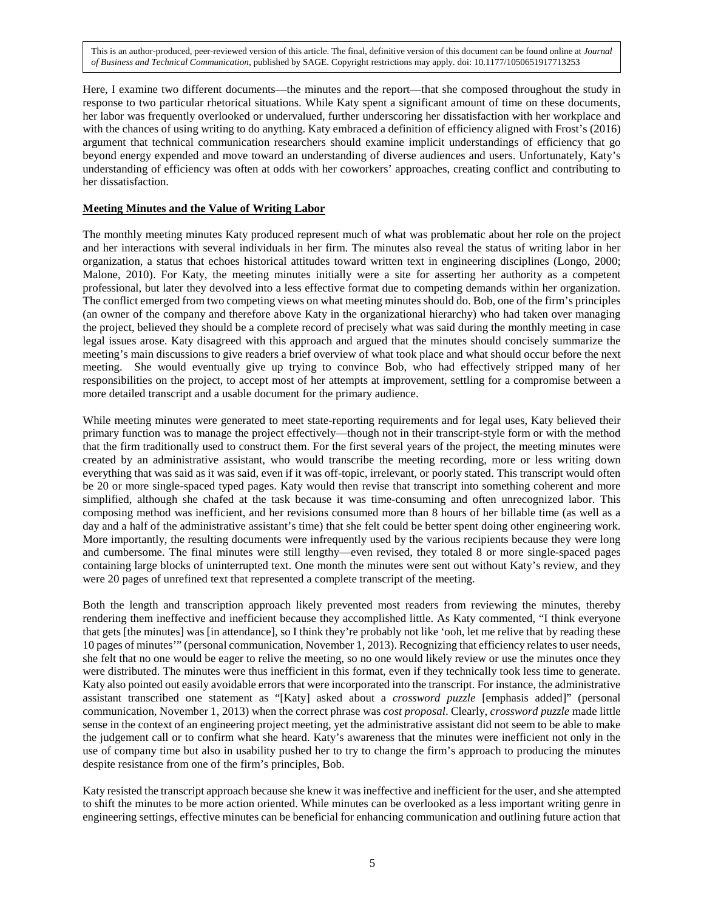This is an author-produced, peer-reviewed version of this article. The final, definitive version of this document can be found online at *Journal of Business and Technical Communication*, published by SAGE. Copyright restrictions may apply. doi: 10.1177/1050651917713253

Here, I examine two different documents—the minutes and the report—that she composed throughout the study in response to two particular rhetorical situations. While Katy spent a significant amount of time on these documents, her labor was frequently overlooked or undervalued, further underscoring her dissatisfaction with her workplace and with the chances of using writing to do anything. Katy embraced a definition of efficiency aligned with Frost's (2016) argument that technical communication researchers should examine implicit understandings of efficiency that go beyond energy expended and move toward an understanding of diverse audiences and users. Unfortunately, Katy's understanding of efficiency was often at odds with her coworkers' approaches, creating conflict and contributing to her dissatisfaction.

## Meeting Minutes and the Value of Writing Labor

The monthly meeting minutes Katy produced represent much of what was problematic about her role on the project and her interactions with several individuals in her firm. The minutes also reveal the status of writing labor in her organization, a status that echoes historical attitudes toward written text in engineering disciplines (Longo, 2000; Malone, 2010). For Katy, the meeting minutes initially were a site for asserting her authority as a competent professional, but later they devolved into a less effective format due to competing demands within her organization. The conflict emerged from two competing views on what meeting minutes should do. Bob, one of the firm's principles (an owner of the company and therefore above Katy in the organizational hierarchy) who had taken over managing the project, believed they should be a complete record of precisely what was said during the monthly meeting in case legal issues arose. Katy disagreed with this approach and argued that the minutes should concisely summarize the meeting's main discussions to give readers a brief overview of what took place and what should occur before the next meeting. She would eventually give up trying to convince Bob, who had effectively stripped many of her responsibilities on the project, to accept most of her attempts at improvement, settling for a compromise between a more detailed transcript and a usable document for the primary audience.

While meeting minutes were generated to meet state-reporting requirements and for legal uses, Katy believed their primary function was to manage the project effectively—though not in their transcript-style form or with the method that the firm traditionally used to construct them. For the first several years of the project, the meeting minutes were created by an administrative assistant, who would transcribe the meeting recording, more or less writing down everything that was said as it was said, even if it was off-topic, irrelevant, or poorly stated. This transcript would often be 20 or more single-spaced typed pages. Katy would then revise that transcript into something coherent and more simplified, although she chafed at the task because it was time-consuming and often unrecognized labor. This composing method was inefficient, and her revisions consumed more than 8 hours of her billable time (as well as a day and a half of the administrative assistant's time) that she felt could be better spent doing other engineering work. More importantly, the resulting documents were infrequently used by the various recipients because they were long and cumbersome. The final minutes were still lengthy—even revised, they totaled 8 or more single-spaced pages containing large blocks of uninterrupted text. One month the minutes were sent out without Katy's review, and they were 20 pages of unrefined text that represented a complete transcript of the meeting.

Both the length and transcription approach likely prevented most readers from reviewing the minutes, thereby rendering them ineffective and inefficient because they accomplished little. As Katy commented, "I think everyone that gets [the minutes] was [in attendance], so I think they're probably not like 'ooh, let me relive that by reading these 10 pages of minutes'" (personal communication, November 1, 2013). Recognizing that efficiency relates to user needs, she felt that no one would be eager to relive the meeting, so no one would likely review or use the minutes once they were distributed. The minutes were thus inefficient in this format, even if they technically took less time to generate. Katy also pointed out easily avoidable errors that were incorporated into the transcript. For instance, the administrative assistant transcribed one statement as "[Katy] asked about a *crossword puzzle* [emphasis added]" (personal communication, November 1, 2013) when the correct phrase was *cost proposal*. Clearly, *crossword puzzle* made little sense in the context of an engineering project meeting, yet the administrative assistant did not seem to be able to make the judgement call or to confirm what she heard. Katy's awareness that the minutes were inefficient not only in the use of company time but also in usability pushed her to try to change the firm's approach to producing the minutes despite resistance from one of the firm's principles, Bob.

Katy resisted the transcript approach because she knew it was ineffective and inefficient for the user, and she attempted to shift the minutes to be more action oriented. While minutes can be overlooked as a less important writing genre in engineering settings, effective minutes can be beneficial for enhancing communication and outlining future action that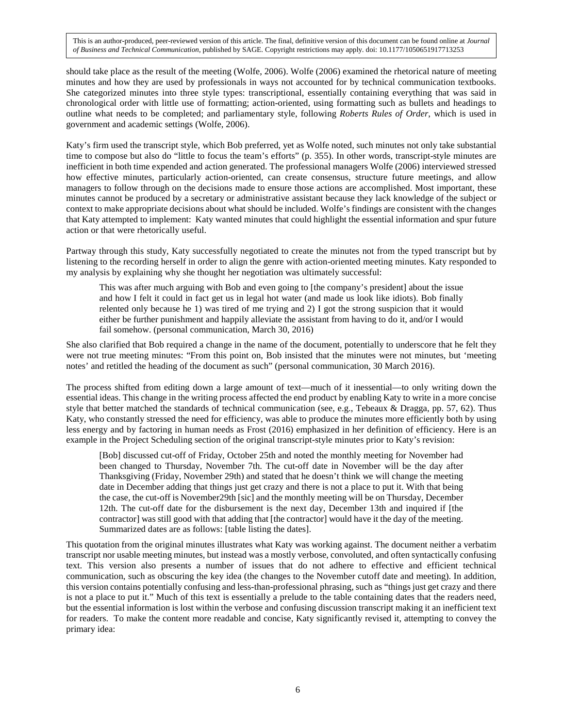should take place as the result of the meeting (Wolfe, 2006). Wolfe (2006) examined the rhetorical nature of meeting minutes and how they are used by professionals in ways not accounted for by technical communication textbooks. She categorized minutes into three style types: transcriptional, essentially containing everything that was said in chronological order with little use of formatting; action-oriented, using formatting such as bullets and headings to outline what needs to be completed; and parliamentary style, following *Roberts Rules of Order*, which is used in government and academic settings (Wolfe, 2006).

Katy's firm used the transcript style, which Bob preferred, yet as Wolfe noted, such minutes not only take substantial time to compose but also do "little to focus the team's efforts" (p. 355). In other words, transcript-style minutes are inefficient in both time expended and action generated. The professional managers Wolfe (2006) interviewed stressed how effective minutes, particularly action-oriented, can create consensus, structure future meetings, and allow managers to follow through on the decisions made to ensure those actions are accomplished. Most important, these minutes cannot be produced by a secretary or administrative assistant because they lack knowledge of the subject or context to make appropriate decisions about what should be included. Wolfe's findings are consistent with the changes that Katy attempted to implement: Katy wanted minutes that could highlight the essential information and spur future action or that were rhetorically useful.

Partway through this study, Katy successfully negotiated to create the minutes not from the typed transcript but by listening to the recording herself in order to align the genre with action-oriented meeting minutes. Katy responded to my analysis by explaining why she thought her negotiation was ultimately successful:

> This was after much arguing with Bob and even going to [the company's president] about the issue and how I felt it could in fact get us in legal hot water (and made us look like idiots). Bob finally relented only because he 1) was tired of me trying and 2) I got the strong suspicion that it would either be further punishment and happily alleviate the assistant from having to do it, and/or I would fail somehow. (personal communication, March 30, 2016)

She also clarified that Bob required a change in the name of the document, potentially to underscore that he felt they were not true meeting minutes: "From this point on, Bob insisted that the minutes were not minutes, but 'meeting notes' and retitled the heading of the document as such" (personal communication, 30 March 2016).

The process shifted from editing down a large amount of text—much of it inessential—to only writing down the essential ideas. This change in the writing process affected the end product by enabling Katy to write in a more concise style that better matched the standards of technical communication (see, e.g., Tebeaux & Dragga, pp. 57, 62). Thus Katy, who constantly stressed the need for efficiency, was able to produce the minutes more efficiently both by using less energy and by factoring in human needs as Frost (2016) emphasized in her definition of efficiency. Here is an example in the Project Scheduling section of the original transcript-style minutes prior to Katy's revision:

> [Bob] discussed cut-off of Friday, October 25th and noted the monthly meeting for November had been changed to Thursday, November 7th. The cut-off date in November will be the day after Thanksgiving (Friday, November 29th) and stated that he doesn't think we will change the meeting date in December adding that things just get crazy and there is not a place to put it. With that being the case, the cut-off is November29th [sic] and the monthly meeting will be on Thursday, December 12th. The cut-off date for the disbursement is the next day, December 13th and inquired if [the contractor] was still good with that adding that [the contractor] would have it the day of the meeting. Summarized dates are as follows: [table listing the dates].

This quotation from the original minutes illustrates what Katy was working against. The document neither a verbatim transcript nor usable meeting minutes, but instead was a mostly verbose, convoluted, and often syntactically confusing text. This version also presents a number of issues that do not adhere to effective and efficient technical communication, such as obscuring the key idea (the changes to the November cutoff date and meeting). In addition, this version contains potentially confusing and less-than-professional phrasing, such as "things just get crazy and there is not a place to put it." Much of this text is essentially a prelude to the table containing dates that the readers need, but the essential information is lost within the verbose and confusing discussion transcript making it an inefficient text for readers. To make the content more readable and concise, Katy significantly revised it, attempting to convey the primary idea: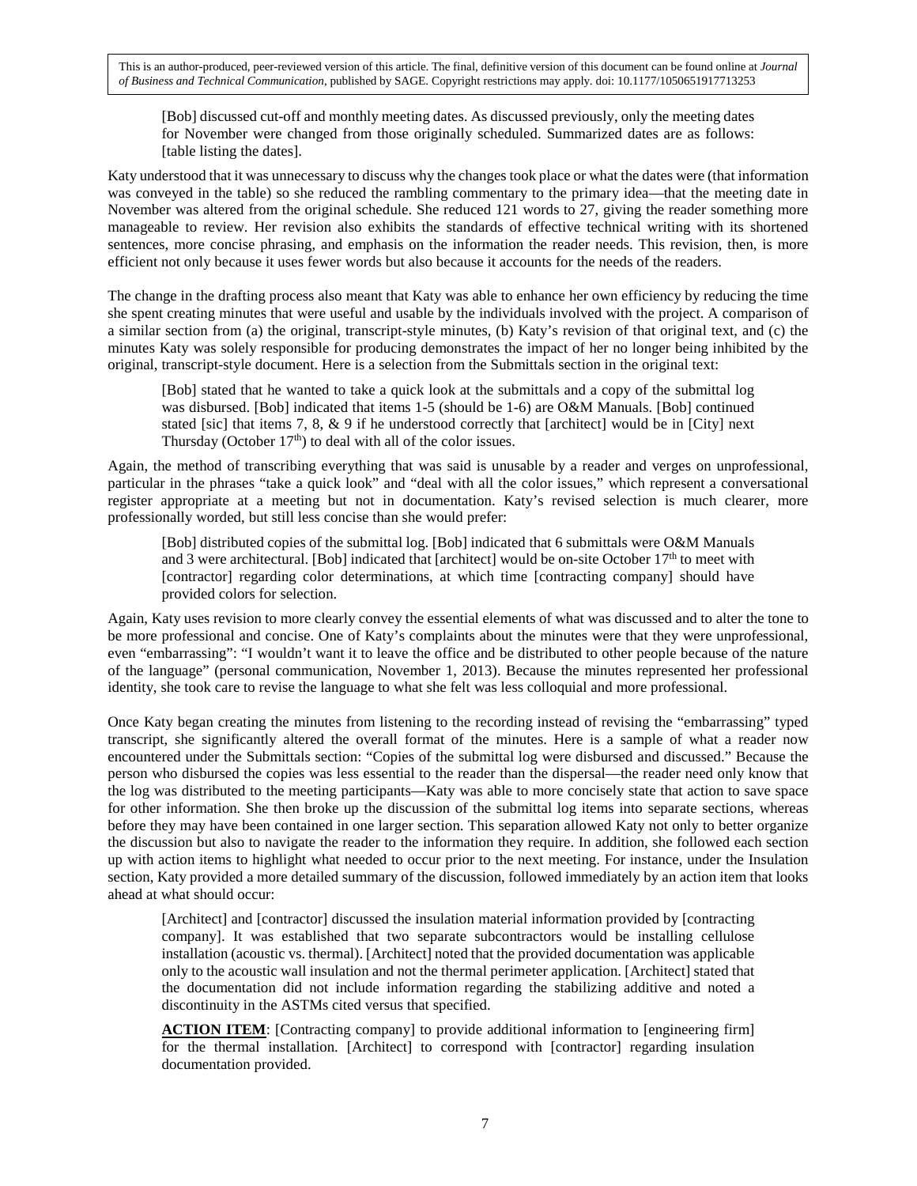[Bob] discussed cut-off and monthly meeting dates. As discussed previously, only the meeting dates for November were changed from those originally scheduled. Summarized dates are as follows: [table listing the dates].

Katy understood that it was unnecessary to discuss why the changes took place or what the dates were (that information was conveyed in the table) so she reduced the rambling commentary to the primary idea—that the meeting date in November was altered from the original schedule. She reduced 121 words to 27, giving the reader something more manageable to review. Her revision also exhibits the standards of effective technical writing with its shortened sentences, more concise phrasing, and emphasis on the information the reader needs. This revision, then, is more efficient not only because it uses fewer words but also because it accounts for the needs of the readers.

The change in the drafting process also meant that Katy was able to enhance her own efficiency by reducing the time she spent creating minutes that were useful and usable by the individuals involved with the project. A comparison of a similar section from (a) the original, transcript-style minutes, (b) Katy's revision of that original text, and (c) the minutes Katy was solely responsible for producing demonstrates the impact of her no longer being inhibited by the original, transcript-style document. Here is a selection from the Submittals section in the original text:

> [Bob] stated that he wanted to take a quick look at the submittals and a copy of the submittal log was disbursed. [Bob] indicated that items 1-5 (should be 1-6) are O&M Manuals. [Bob] continued stated [sic] that items 7, 8, & 9 if he understood correctly that [architect] would be in [City] next Thursday (October 17th) to deal with all of the color issues.

Again, the method of transcribing everything that was said is unusable by a reader and verges on unprofessional, particular in the phrases "take a quick look" and "deal with all the color issues," which represent a conversational register appropriate at a meeting but not in documentation. Katy's revised selection is much clearer, more professionally worded, but still less concise than she would prefer:

> [Bob] distributed copies of the submittal log. [Bob] indicated that 6 submittals were O&M Manuals and 3 were architectural. [Bob] indicated that [architect] would be on-site October 17th to meet with [contractor] regarding color determinations, at which time [contracting company] should have provided colors for selection.

Again, Katy uses revision to more clearly convey the essential elements of what was discussed and to alter the tone to be more professional and concise. One of Katy's complaints about the minutes were that they were unprofessional, even "embarrassing": "I wouldn't want it to leave the office and be distributed to other people because of the nature of the language" (personal communication, November 1, 2013). Because the minutes represented her professional identity, she took care to revise the language to what she felt was less colloquial and more professional.

Once Katy began creating the minutes from listening to the recording instead of revising the "embarrassing" typed transcript, she significantly altered the overall format of the minutes. Here is a sample of what a reader now encountered under the Submittals section: "Copies of the submittal log were disbursed and discussed." Because the person who disbursed the copies was less essential to the reader than the dispersal—the reader need only know that the log was distributed to the meeting participants—Katy was able to more concisely state that action to save space for other information. She then broke up the discussion of the submittal log items into separate sections, whereas before they may have been contained in one larger section. This separation allowed Katy not only to better organize the discussion but also to navigate the reader to the information they require. In addition, she followed each section up with action items to highlight what needed to occur prior to the next meeting. For instance, under the Insulation section, Katy provided a more detailed summary of the discussion, followed immediately by an action item that looks ahead at what should occur:

> [Architect] and [contractor] discussed the insulation material information provided by [contracting company]. It was established that two separate subcontractors would be installing cellulose installation (acoustic vs. thermal). [Architect] noted that the provided documentation was applicable only to the acoustic wall insulation and not the thermal perimeter application. [Architect] stated that the documentation did not include information regarding the stabilizing additive and noted a discontinuity in the ASTMs cited versus that specified.
>
> **ACTION ITEM**: [Contracting company] to provide additional information to [engineering firm] for the thermal installation. [Architect] to correspond with [contractor] regarding insulation documentation provided.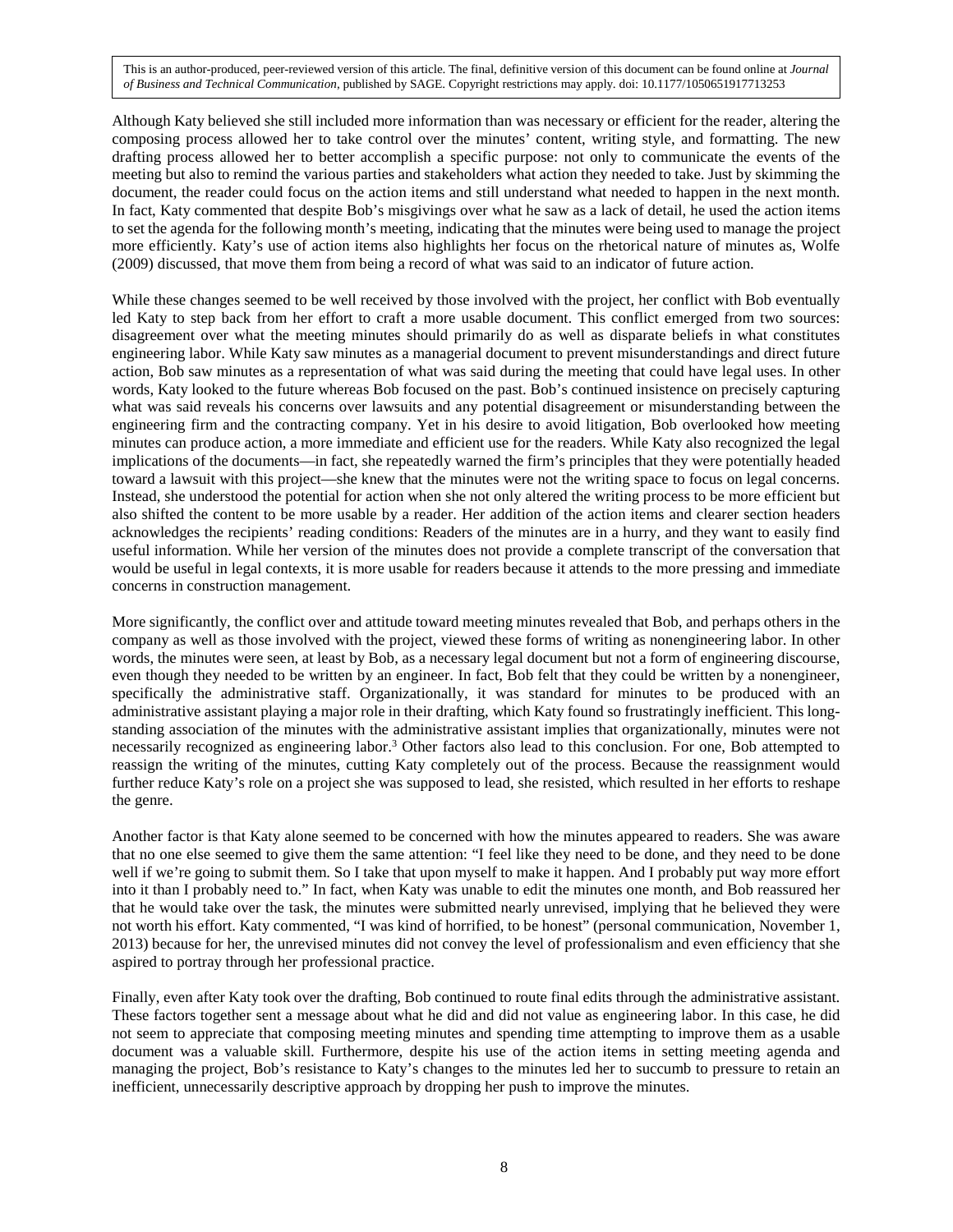Although Katy believed she still included more information than was necessary or efficient for the reader, altering the composing process allowed her to take control over the minutes' content, writing style, and formatting. The new drafting process allowed her to better accomplish a specific purpose: not only to communicate the events of the meeting but also to remind the various parties and stakeholders what action they needed to take. Just by skimming the document, the reader could focus on the action items and still understand what needed to happen in the next month. In fact, Katy commented that despite Bob's misgivings over what he saw as a lack of detail, he used the action items to set the agenda for the following month's meeting, indicating that the minutes were being used to manage the project more efficiently. Katy's use of action items also highlights her focus on the rhetorical nature of minutes as, Wolfe (2009) discussed, that move them from being a record of what was said to an indicator of future action.

While these changes seemed to be well received by those involved with the project, her conflict with Bob eventually led Katy to step back from her effort to craft a more usable document. This conflict emerged from two sources: disagreement over what the meeting minutes should primarily do as well as disparate beliefs in what constitutes engineering labor. While Katy saw minutes as a managerial document to prevent misunderstandings and direct future action, Bob saw minutes as a representation of what was said during the meeting that could have legal uses. In other words, Katy looked to the future whereas Bob focused on the past. Bob's continued insistence on precisely capturing what was said reveals his concerns over lawsuits and any potential disagreement or misunderstanding between the engineering firm and the contracting company. Yet in his desire to avoid litigation, Bob overlooked how meeting minutes can produce action, a more immediate and efficient use for the readers. While Katy also recognized the legal implications of the documents—in fact, she repeatedly warned the firm's principles that they were potentially headed toward a lawsuit with this project—she knew that the minutes were not the writing space to focus on legal concerns. Instead, she understood the potential for action when she not only altered the writing process to be more efficient but also shifted the content to be more usable by a reader. Her addition of the action items and clearer section headers acknowledges the recipients' reading conditions: Readers of the minutes are in a hurry, and they want to easily find useful information. While her version of the minutes does not provide a complete transcript of the conversation that would be useful in legal contexts, it is more usable for readers because it attends to the more pressing and immediate concerns in construction management.

More significantly, the conflict over and attitude toward meeting minutes revealed that Bob, and perhaps others in the company as well as those involved with the project, viewed these forms of writing as nonengineering labor. In other words, the minutes were seen, at least by Bob, as a necessary legal document but not a form of engineering discourse, even though they needed to be written by an engineer. In fact, Bob felt that they could be written by a nonengineer, specifically the administrative staff. Organizationally, it was standard for minutes to be produced with an administrative assistant playing a major role in their drafting, which Katy found so frustratingly inefficient. This long-standing association of the minutes with the administrative assistant implies that organizationally, minutes were not necessarily recognized as engineering labor.[3] Other factors also lead to this conclusion. For one, Bob attempted to reassign the writing of the minutes, cutting Katy completely out of the process. Because the reassignment would further reduce Katy's role on a project she was supposed to lead, she resisted, which resulted in her efforts to reshape the genre.

Another factor is that Katy alone seemed to be concerned with how the minutes appeared to readers. She was aware that no one else seemed to give them the same attention: "I feel like they need to be done, and they need to be done well if we're going to submit them. So I take that upon myself to make it happen. And I probably put way more effort into it than I probably need to." In fact, when Katy was unable to edit the minutes one month, and Bob reassured her that he would take over the task, the minutes were submitted nearly unrevised, implying that he believed they were not worth his effort. Katy commented, "I was kind of horrified, to be honest" (personal communication, November 1, 2013) because for her, the unrevised minutes did not convey the level of professionalism and even efficiency that she aspired to portray through her professional practice.

Finally, even after Katy took over the drafting, Bob continued to route final edits through the administrative assistant. These factors together sent a message about what he did and did not value as engineering labor. In this case, he did not seem to appreciate that composing meeting minutes and spending time attempting to improve them as a usable document was a valuable skill. Furthermore, despite his use of the action items in setting meeting agenda and managing the project, Bob's resistance to Katy's changes to the minutes led her to succumb to pressure to retain an inefficient, unnecessarily descriptive approach by dropping her push to improve the minutes.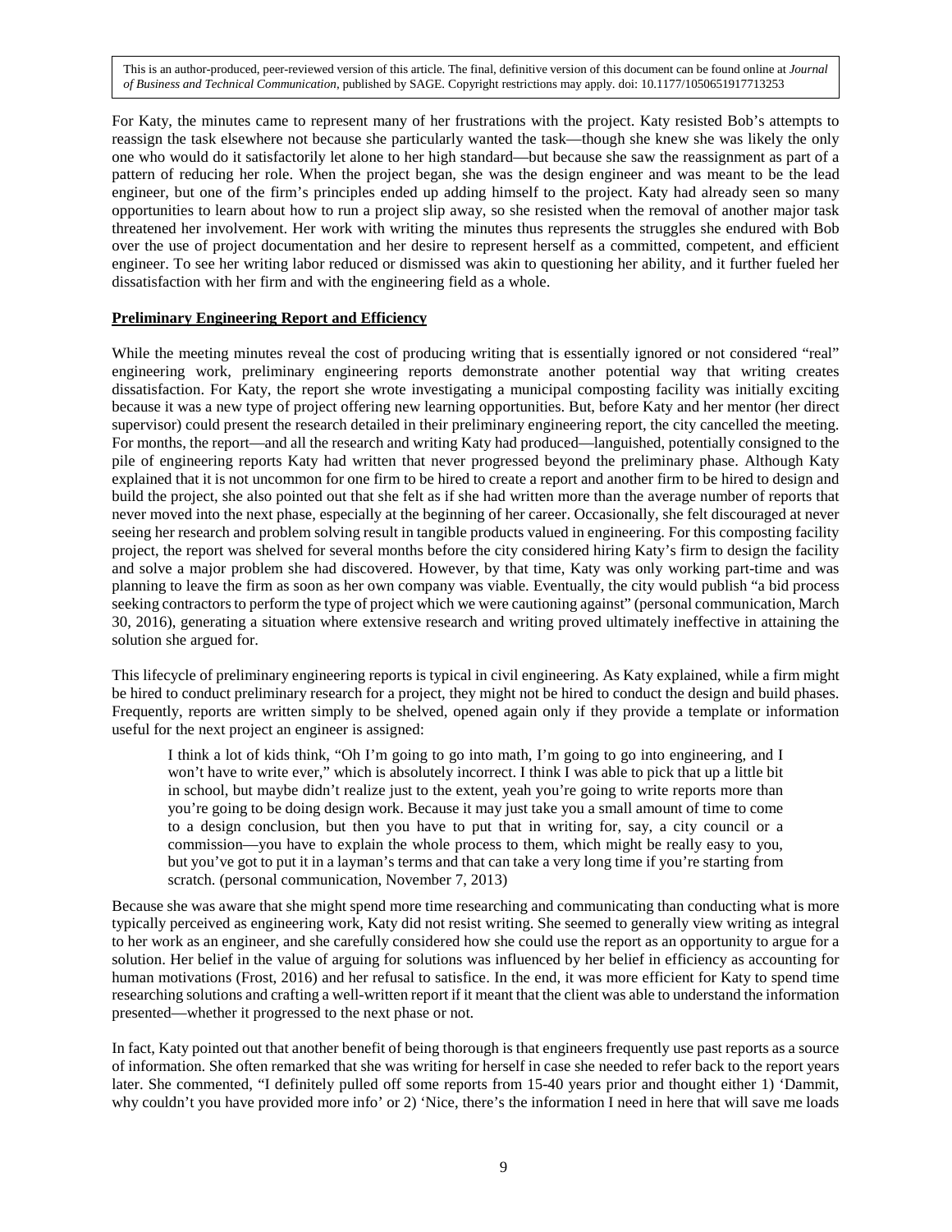For Katy, the minutes came to represent many of her frustrations with the project. Katy resisted Bob's attempts to reassign the task elsewhere not because she particularly wanted the task—though she knew she was likely the only one who would do it satisfactorily let alone to her high standard—but because she saw the reassignment as part of a pattern of reducing her role. When the project began, she was the design engineer and was meant to be the lead engineer, but one of the firm's principles ended up adding himself to the project. Katy had already seen so many opportunities to learn about how to run a project slip away, so she resisted when the removal of another major task threatened her involvement. Her work with writing the minutes thus represents the struggles she endured with Bob over the use of project documentation and her desire to represent herself as a committed, competent, and efficient engineer. To see her writing labor reduced or dismissed was akin to questioning her ability, and it further fueled her dissatisfaction with her firm and with the engineering field as a whole.

## Preliminary Engineering Report and Efficiency

While the meeting minutes reveal the cost of producing writing that is essentially ignored or not considered "real" engineering work, preliminary engineering reports demonstrate another potential way that writing creates dissatisfaction. For Katy, the report she wrote investigating a municipal composting facility was initially exciting because it was a new type of project offering new learning opportunities. But, before Katy and her mentor (her direct supervisor) could present the research detailed in their preliminary engineering report, the city cancelled the meeting. For months, the report—and all the research and writing Katy had produced—languished, potentially consigned to the pile of engineering reports Katy had written that never progressed beyond the preliminary phase. Although Katy explained that it is not uncommon for one firm to be hired to create a report and another firm to be hired to design and build the project, she also pointed out that she felt as if she had written more than the average number of reports that never moved into the next phase, especially at the beginning of her career. Occasionally, she felt discouraged at never seeing her research and problem solving result in tangible products valued in engineering. For this composting facility project, the report was shelved for several months before the city considered hiring Katy's firm to design the facility and solve a major problem she had discovered. However, by that time, Katy was only working part-time and was planning to leave the firm as soon as her own company was viable. Eventually, the city would publish "a bid process seeking contractors to perform the type of project which we were cautioning against" (personal communication, March 30, 2016), generating a situation where extensive research and writing proved ultimately ineffective in attaining the solution she argued for.

This lifecycle of preliminary engineering reports is typical in civil engineering. As Katy explained, while a firm might be hired to conduct preliminary research for a project, they might not be hired to conduct the design and build phases. Frequently, reports are written simply to be shelved, opened again only if they provide a template or information useful for the next project an engineer is assigned:

> I think a lot of kids think, "Oh I'm going to go into math, I'm going to go into engineering, and I won't have to write ever," which is absolutely incorrect. I think I was able to pick that up a little bit in school, but maybe didn't realize just to the extent, yeah you're going to write reports more than you're going to be doing design work. Because it may just take you a small amount of time to come to a design conclusion, but then you have to put that in writing for, say, a city council or a commission—you have to explain the whole process to them, which might be really easy to you, but you've got to put it in a layman's terms and that can take a very long time if you're starting from scratch. (personal communication, November 7, 2013)

Because she was aware that she might spend more time researching and communicating than conducting what is more typically perceived as engineering work, Katy did not resist writing. She seemed to generally view writing as integral to her work as an engineer, and she carefully considered how she could use the report as an opportunity to argue for a solution. Her belief in the value of arguing for solutions was influenced by her belief in efficiency as accounting for human motivations (Frost, 2016) and her refusal to satisfice. In the end, it was more efficient for Katy to spend time researching solutions and crafting a well-written report if it meant that the client was able to understand the information presented—whether it progressed to the next phase or not.

In fact, Katy pointed out that another benefit of being thorough is that engineers frequently use past reports as a source of information. She often remarked that she was writing for herself in case she needed to refer back to the report years later. She commented, "I definitely pulled off some reports from 15-40 years prior and thought either 1) 'Dammit, why couldn't you have provided more info' or 2) 'Nice, there's the information I need in here that will save me loads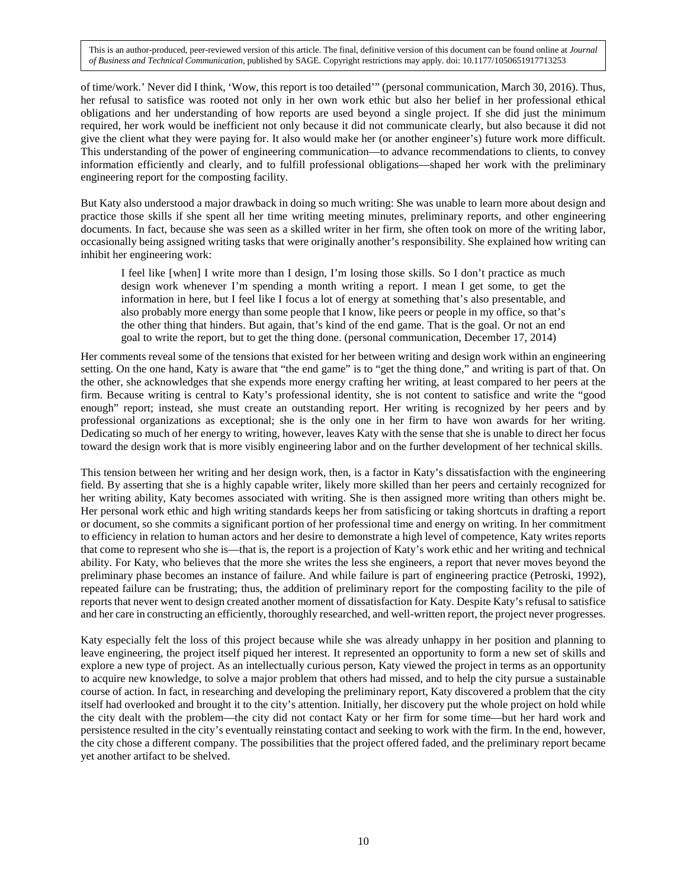of time/work.' Never did I think, 'Wow, this report is too detailed'" (personal communication, March 30, 2016). Thus, her refusal to satisfice was rooted not only in her own work ethic but also her belief in her professional ethical obligations and her understanding of how reports are used beyond a single project. If she did just the minimum required, her work would be inefficient not only because it did not communicate clearly, but also because it did not give the client what they were paying for. It also would make her (or another engineer's) future work more difficult. This understanding of the power of engineering communication—to advance recommendations to clients, to convey information efficiently and clearly, and to fulfill professional obligations—shaped her work with the preliminary engineering report for the composting facility.

But Katy also understood a major drawback in doing so much writing: She was unable to learn more about design and practice those skills if she spent all her time writing meeting minutes, preliminary reports, and other engineering documents. In fact, because she was seen as a skilled writer in her firm, she often took on more of the writing labor, occasionally being assigned writing tasks that were originally another's responsibility. She explained how writing can inhibit her engineering work:

> I feel like [when] I write more than I design, I'm losing those skills. So I don't practice as much design work whenever I'm spending a month writing a report. I mean I get some, to get the information in here, but I feel like I focus a lot of energy at something that's also presentable, and also probably more energy than some people that I know, like peers or people in my office, so that's the other thing that hinders. But again, that's kind of the end game. That is the goal. Or not an end goal to write the report, but to get the thing done. (personal communication, December 17, 2014)

Her comments reveal some of the tensions that existed for her between writing and design work within an engineering setting. On the one hand, Katy is aware that "the end game" is to "get the thing done," and writing is part of that. On the other, she acknowledges that she expends more energy crafting her writing, at least compared to her peers at the firm. Because writing is central to Katy's professional identity, she is not content to satisfice and write the "good enough" report; instead, she must create an outstanding report. Her writing is recognized by her peers and by professional organizations as exceptional; she is the only one in her firm to have won awards for her writing. Dedicating so much of her energy to writing, however, leaves Katy with the sense that she is unable to direct her focus toward the design work that is more visibly engineering labor and on the further development of her technical skills.

This tension between her writing and her design work, then, is a factor in Katy's dissatisfaction with the engineering field. By asserting that she is a highly capable writer, likely more skilled than her peers and certainly recognized for her writing ability, Katy becomes associated with writing. She is then assigned more writing than others might be. Her personal work ethic and high writing standards keeps her from satisficing or taking shortcuts in drafting a report or document, so she commits a significant portion of her professional time and energy on writing. In her commitment to efficiency in relation to human actors and her desire to demonstrate a high level of competence, Katy writes reports that come to represent who she is—that is, the report is a projection of Katy's work ethic and her writing and technical ability. For Katy, who believes that the more she writes the less she engineers, a report that never moves beyond the preliminary phase becomes an instance of failure. And while failure is part of engineering practice (Petroski, 1992), repeated failure can be frustrating; thus, the addition of preliminary report for the composting facility to the pile of reports that never went to design created another moment of dissatisfaction for Katy. Despite Katy's refusal to satisfice and her care in constructing an efficiently, thoroughly researched, and well-written report, the project never progresses.

Katy especially felt the loss of this project because while she was already unhappy in her position and planning to leave engineering, the project itself piqued her interest. It represented an opportunity to form a new set of skills and explore a new type of project. As an intellectually curious person, Katy viewed the project in terms as an opportunity to acquire new knowledge, to solve a major problem that others had missed, and to help the city pursue a sustainable course of action. In fact, in researching and developing the preliminary report, Katy discovered a problem that the city itself had overlooked and brought it to the city's attention. Initially, her discovery put the whole project on hold while the city dealt with the problem—the city did not contact Katy or her firm for some time—but her hard work and persistence resulted in the city's eventually reinstating contact and seeking to work with the firm. In the end, however, the city chose a different company. The possibilities that the project offered faded, and the preliminary report became yet another artifact to be shelved.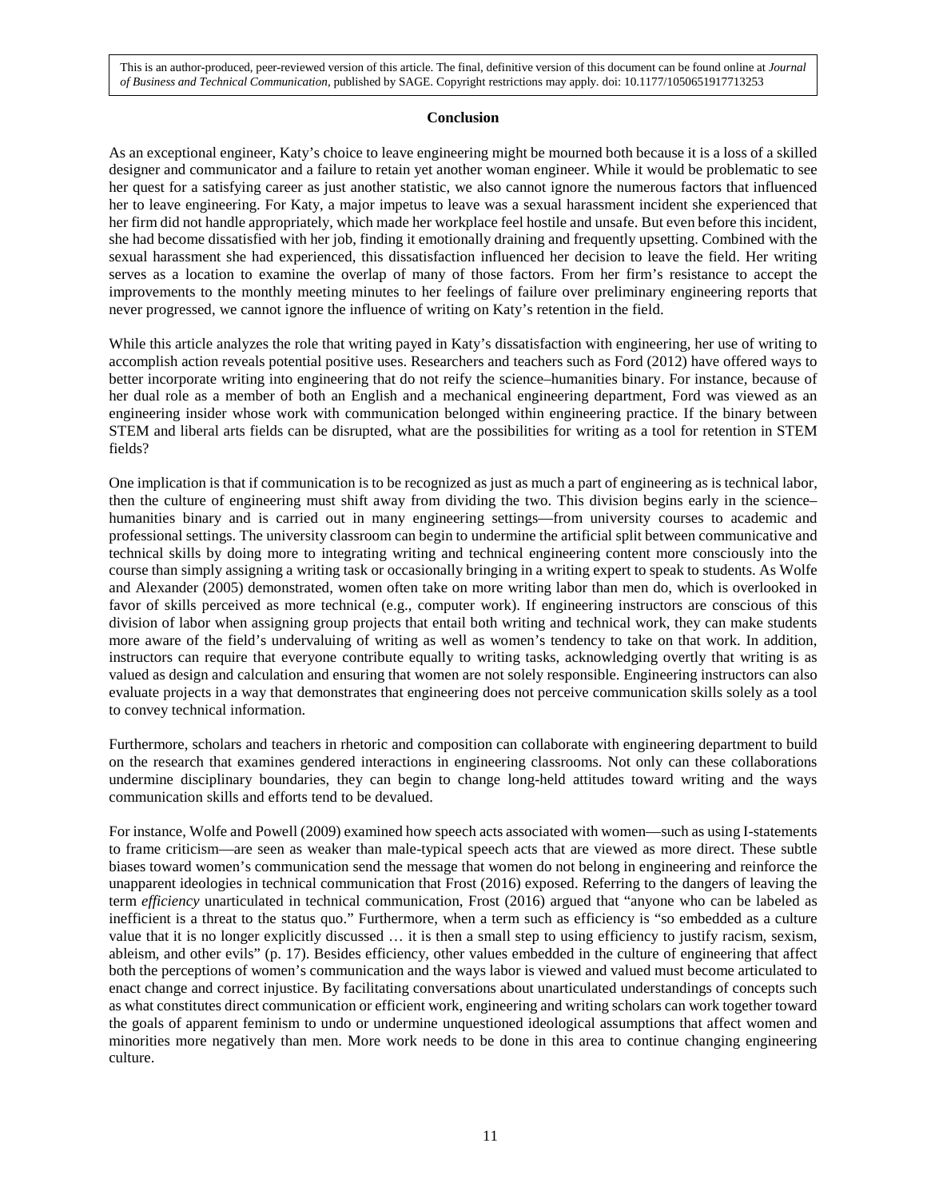## Conclusion

As an exceptional engineer, Katy's choice to leave engineering might be mourned both because it is a loss of a skilled designer and communicator and a failure to retain yet another woman engineer. While it would be problematic to see her quest for a satisfying career as just another statistic, we also cannot ignore the numerous factors that influenced her to leave engineering. For Katy, a major impetus to leave was a sexual harassment incident she experienced that her firm did not handle appropriately, which made her workplace feel hostile and unsafe. But even before this incident, she had become dissatisfied with her job, finding it emotionally draining and frequently upsetting. Combined with the sexual harassment she had experienced, this dissatisfaction influenced her decision to leave the field. Her writing serves as a location to examine the overlap of many of those factors. From her firm's resistance to accept the improvements to the monthly meeting minutes to her feelings of failure over preliminary engineering reports that never progressed, we cannot ignore the influence of writing on Katy's retention in the field.

While this article analyzes the role that writing payed in Katy's dissatisfaction with engineering, her use of writing to accomplish action reveals potential positive uses. Researchers and teachers such as Ford (2012) have offered ways to better incorporate writing into engineering that do not reify the science–humanities binary. For instance, because of her dual role as a member of both an English and a mechanical engineering department, Ford was viewed as an engineering insider whose work with communication belonged within engineering practice. If the binary between STEM and liberal arts fields can be disrupted, what are the possibilities for writing as a tool for retention in STEM fields?

One implication is that if communication is to be recognized as just as much a part of engineering as is technical labor, then the culture of engineering must shift away from dividing the two. This division begins early in the science–humanities binary and is carried out in many engineering settings—from university courses to academic and professional settings. The university classroom can begin to undermine the artificial split between communicative and technical skills by doing more to integrating writing and technical engineering content more consciously into the course than simply assigning a writing task or occasionally bringing in a writing expert to speak to students. As Wolfe and Alexander (2005) demonstrated, women often take on more writing labor than men do, which is overlooked in favor of skills perceived as more technical (e.g., computer work). If engineering instructors are conscious of this division of labor when assigning group projects that entail both writing and technical work, they can make students more aware of the field's undervaluing of writing as well as women's tendency to take on that work. In addition, instructors can require that everyone contribute equally to writing tasks, acknowledging overtly that writing is as valued as design and calculation and ensuring that women are not solely responsible. Engineering instructors can also evaluate projects in a way that demonstrates that engineering does not perceive communication skills solely as a tool to convey technical information.

Furthermore, scholars and teachers in rhetoric and composition can collaborate with engineering department to build on the research that examines gendered interactions in engineering classrooms. Not only can these collaborations undermine disciplinary boundaries, they can begin to change long-held attitudes toward writing and the ways communication skills and efforts tend to be devalued.

For instance, Wolfe and Powell (2009) examined how speech acts associated with women—such as using I-statements to frame criticism—are seen as weaker than male-typical speech acts that are viewed as more direct. These subtle biases toward women's communication send the message that women do not belong in engineering and reinforce the unapparent ideologies in technical communication that Frost (2016) exposed. Referring to the dangers of leaving the term *efficiency* unarticulated in technical communication, Frost (2016) argued that "anyone who can be labeled as inefficient is a threat to the status quo." Furthermore, when a term such as efficiency is "so embedded as a culture value that it is no longer explicitly discussed … it is then a small step to using efficiency to justify racism, sexism, ableism, and other evils" (p. 17). Besides efficiency, other values embedded in the culture of engineering that affect both the perceptions of women's communication and the ways labor is viewed and valued must become articulated to enact change and correct injustice. By facilitating conversations about unarticulated understandings of concepts such as what constitutes direct communication or efficient work, engineering and writing scholars can work together toward the goals of apparent feminism to undo or undermine unquestioned ideological assumptions that affect women and minorities more negatively than men. More work needs to be done in this area to continue changing engineering culture.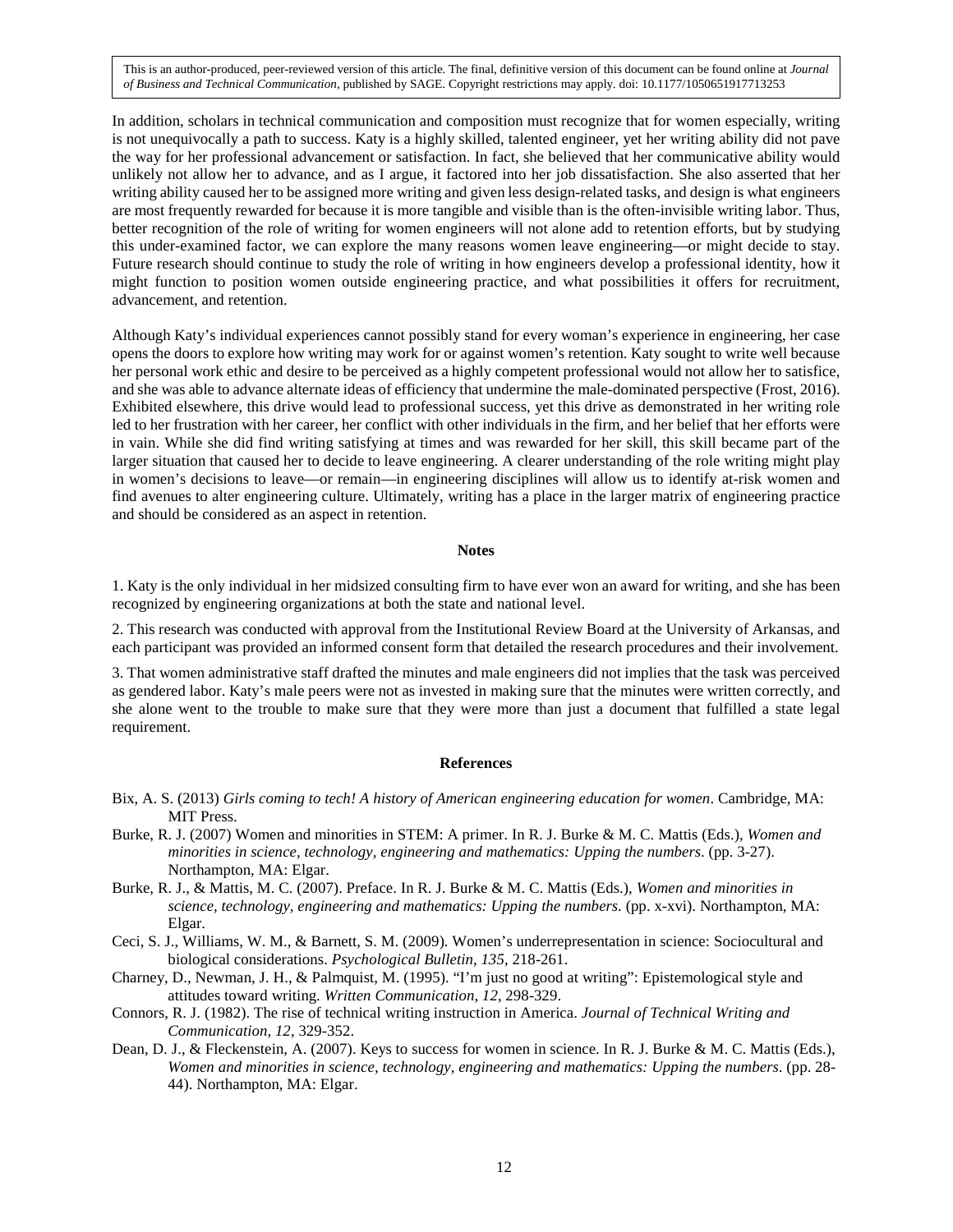In addition, scholars in technical communication and composition must recognize that for women especially, writing is not unequivocally a path to success. Katy is a highly skilled, talented engineer, yet her writing ability did not pave the way for her professional advancement or satisfaction. In fact, she believed that her communicative ability would unlikely not allow her to advance, and as I argue, it factored into her job dissatisfaction. She also asserted that her writing ability caused her to be assigned more writing and given less design-related tasks, and design is what engineers are most frequently rewarded for because it is more tangible and visible than is the often-invisible writing labor. Thus, better recognition of the role of writing for women engineers will not alone add to retention efforts, but by studying this under-examined factor, we can explore the many reasons women leave engineering—or might decide to stay. Future research should continue to study the role of writing in how engineers develop a professional identity, how it might function to position women outside engineering practice, and what possibilities it offers for recruitment, advancement, and retention.

Although Katy's individual experiences cannot possibly stand for every woman's experience in engineering, her case opens the doors to explore how writing may work for or against women's retention. Katy sought to write well because her personal work ethic and desire to be perceived as a highly competent professional would not allow her to satisfice, and she was able to advance alternate ideas of efficiency that undermine the male-dominated perspective (Frost, 2016). Exhibited elsewhere, this drive would lead to professional success, yet this drive as demonstrated in her writing role led to her frustration with her career, her conflict with other individuals in the firm, and her belief that her efforts were in vain. While she did find writing satisfying at times and was rewarded for her skill, this skill became part of the larger situation that caused her to decide to leave engineering. A clearer understanding of the role writing might play in women's decisions to leave—or remain—in engineering disciplines will allow us to identify at-risk women and find avenues to alter engineering culture. Ultimately, writing has a place in the larger matrix of engineering practice and should be considered as an aspect in retention.

## Notes

1. Katy is the only individual in her midsized consulting firm to have ever won an award for writing, and she has been recognized by engineering organizations at both the state and national level.

2. This research was conducted with approval from the Institutional Review Board at the University of Arkansas, and each participant was provided an informed consent form that detailed the research procedures and their involvement.

3. That women administrative staff drafted the minutes and male engineers did not implies that the task was perceived as gendered labor. Katy's male peers were not as invested in making sure that the minutes were written correctly, and she alone went to the trouble to make sure that they were more than just a document that fulfilled a state legal requirement.

## References

Bix, A. S. (2013) *Girls coming to tech! A history of American engineering education for women*. Cambridge, MA: MIT Press.

Burke, R. J. (2007) Women and minorities in STEM: A primer. In R. J. Burke & M. C. Mattis (Eds.), *Women and minorities in science, technology, engineering and mathematics: Upping the numbers*. (pp. 3-27). Northampton, MA: Elgar.

Burke, R. J., & Mattis, M. C. (2007). Preface. In R. J. Burke & M. C. Mattis (Eds.), *Women and minorities in science, technology, engineering and mathematics: Upping the numbers*. (pp. x-xvi). Northampton, MA: Elgar.

Ceci, S. J., Williams, W. M., & Barnett, S. M. (2009). Women's underrepresentation in science: Sociocultural and biological considerations. *Psychological Bulletin*, *135*, 218-261.

Charney, D., Newman, J. H., & Palmquist, M. (1995). "I'm just no good at writing": Epistemological style and attitudes toward writing. *Written Communication*, *12*, 298-329.

Connors, R. J. (1982). The rise of technical writing instruction in America. *Journal of Technical Writing and Communication*, *12*, 329-352.

Dean, D. J., & Fleckenstein, A. (2007). Keys to success for women in science. In R. J. Burke & M. C. Mattis (Eds.), *Women and minorities in science, technology, engineering and mathematics: Upping the numbers*. (pp. 28-44). Northampton, MA: Elgar.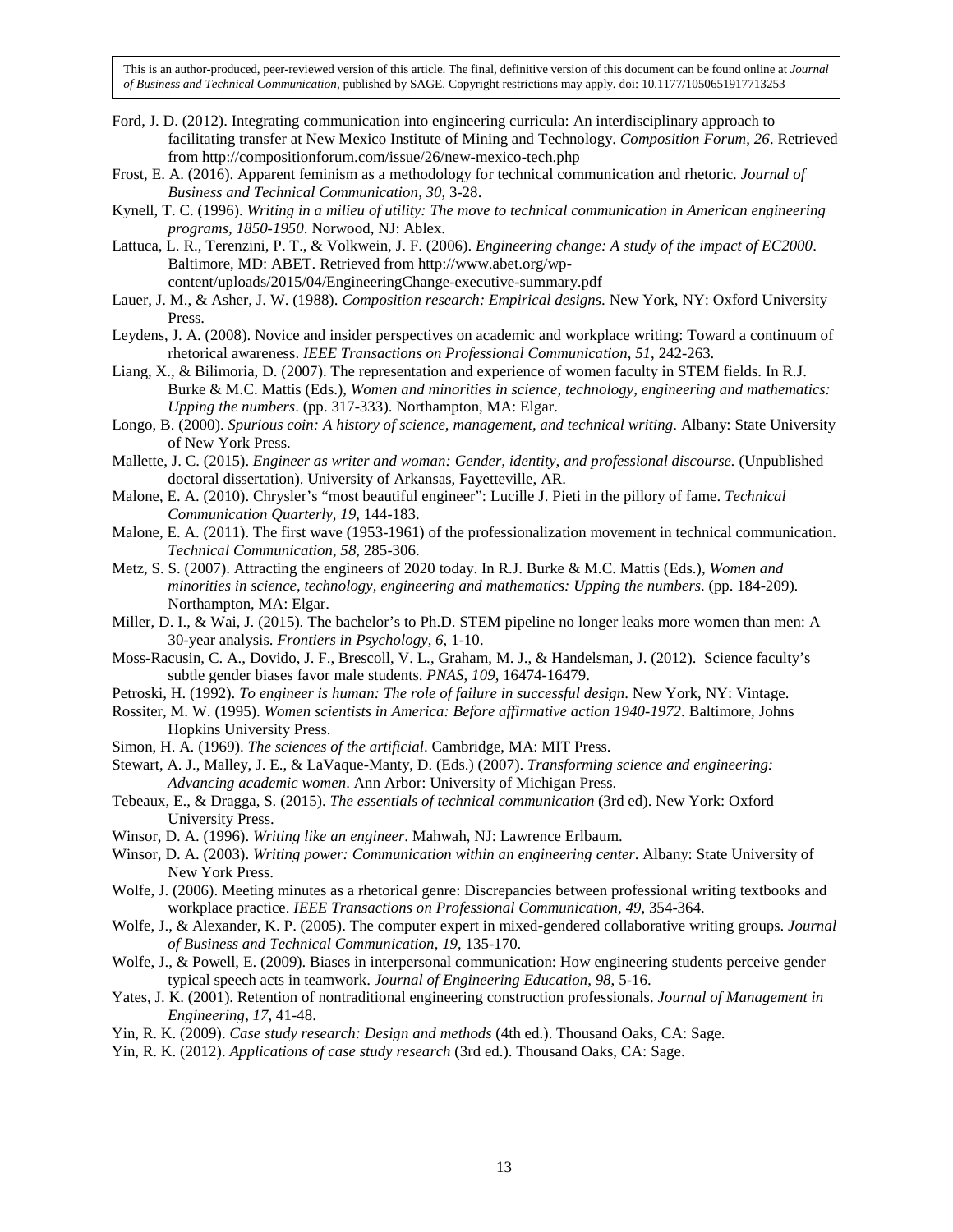Ford, J. D. (2012). Integrating communication into engineering curricula: An interdisciplinary approach to facilitating transfer at New Mexico Institute of Mining and Technology. *Composition Forum, 26*. Retrieved from http://compositionforum.com/issue/26/new-mexico-tech.php

Frost, E. A. (2016). Apparent feminism as a methodology for technical communication and rhetoric. *Journal of Business and Technical Communication, 30*, 3-28.

Kynell, T. C. (1996). *Writing in a milieu of utility: The move to technical communication in American engineering programs, 1850-1950*. Norwood, NJ: Ablex.

Lattuca, L. R., Terenzini, P. T., & Volkwein, J. F. (2006). *Engineering change: A study of the impact of EC2000*. Baltimore, MD: ABET. Retrieved from http://www.abet.org/wp-content/uploads/2015/04/EngineeringChange-executive-summary.pdf

Lauer, J. M., & Asher, J. W. (1988). *Composition research: Empirical designs.* New York, NY: Oxford University Press.

Leydens, J. A. (2008). Novice and insider perspectives on academic and workplace writing: Toward a continuum of rhetorical awareness. *IEEE Transactions on Professional Communication, 51*, 242-263.

Liang, X., & Bilimoria, D. (2007). The representation and experience of women faculty in STEM fields. In R.J. Burke & M.C. Mattis (Eds.), *Women and minorities in science, technology, engineering and mathematics: Upping the numbers*. (pp. 317-333). Northampton, MA: Elgar.

Longo, B. (2000). *Spurious coin: A history of science, management, and technical writing*. Albany: State University of New York Press.

Mallette, J. C. (2015). *Engineer as writer and woman: Gender, identity, and professional discourse.* (Unpublished doctoral dissertation). University of Arkansas, Fayetteville, AR.

Malone, E. A. (2010). Chrysler's "most beautiful engineer": Lucille J. Pieti in the pillory of fame. *Technical Communication Quarterly, 19*, 144-183.

Malone, E. A. (2011). The first wave (1953-1961) of the professionalization movement in technical communication. *Technical Communication, 58*, 285-306.

Metz, S. S. (2007). Attracting the engineers of 2020 today. In R.J. Burke & M.C. Mattis (Eds.), *Women and minorities in science, technology, engineering and mathematics: Upping the numbers*. (pp. 184-209). Northampton, MA: Elgar.

Miller, D. I., & Wai, J. (2015). The bachelor's to Ph.D. STEM pipeline no longer leaks more women than men: A 30-year analysis. *Frontiers in Psychology, 6*, 1-10.

Moss-Racusin, C. A., Dovido, J. F., Brescoll, V. L., Graham, M. J., & Handelsman, J. (2012). Science faculty's subtle gender biases favor male students. *PNAS, 109*, 16474-16479.

Petroski, H. (1992). *To engineer is human: The role of failure in successful design*. New York, NY: Vintage.

Rossiter, M. W. (1995). *Women scientists in America: Before affirmative action 1940-1972*. Baltimore, Johns Hopkins University Press.

Simon, H. A. (1969). *The sciences of the artificial*. Cambridge, MA: MIT Press.

Stewart, A. J., Malley, J. E., & LaVaque-Manty, D. (Eds.) (2007). *Transforming science and engineering: Advancing academic women*. Ann Arbor: University of Michigan Press.

Tebeaux, E., & Dragga, S. (2015). *The essentials of technical communication* (3rd ed). New York: Oxford University Press.

Winsor, D. A. (1996). *Writing like an engineer*. Mahwah, NJ: Lawrence Erlbaum.

Winsor, D. A. (2003). *Writing power: Communication within an engineering center.* Albany: State University of New York Press.

Wolfe, J. (2006). Meeting minutes as a rhetorical genre: Discrepancies between professional writing textbooks and workplace practice. *IEEE Transactions on Professional Communication, 49*, 354-364.

Wolfe, J., & Alexander, K. P. (2005). The computer expert in mixed-gendered collaborative writing groups. *Journal of Business and Technical Communication, 19*, 135-170.

Wolfe, J., & Powell, E. (2009). Biases in interpersonal communication: How engineering students perceive gender typical speech acts in teamwork. *Journal of Engineering Education, 98*, 5-16.

Yates, J. K. (2001). Retention of nontraditional engineering construction professionals. *Journal of Management in Engineering, 17*, 41-48.

Yin, R. K. (2009). *Case study research: Design and methods* (4th ed.). Thousand Oaks, CA: Sage.

Yin, R. K. (2012). *Applications of case study research* (3rd ed.). Thousand Oaks, CA: Sage.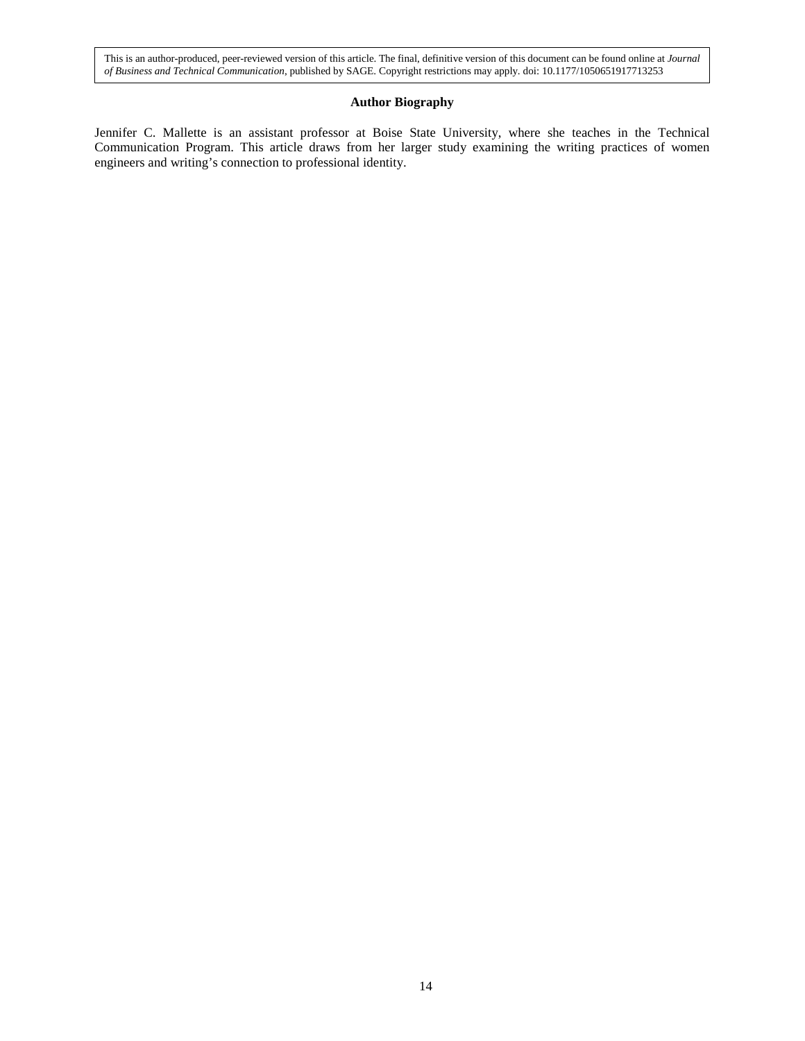## Author Biography

Jennifer C. Mallette is an assistant professor at Boise State University, where she teaches in the Technical Communication Program. This article draws from her larger study examining the writing practices of women engineers and writing's connection to professional identity.